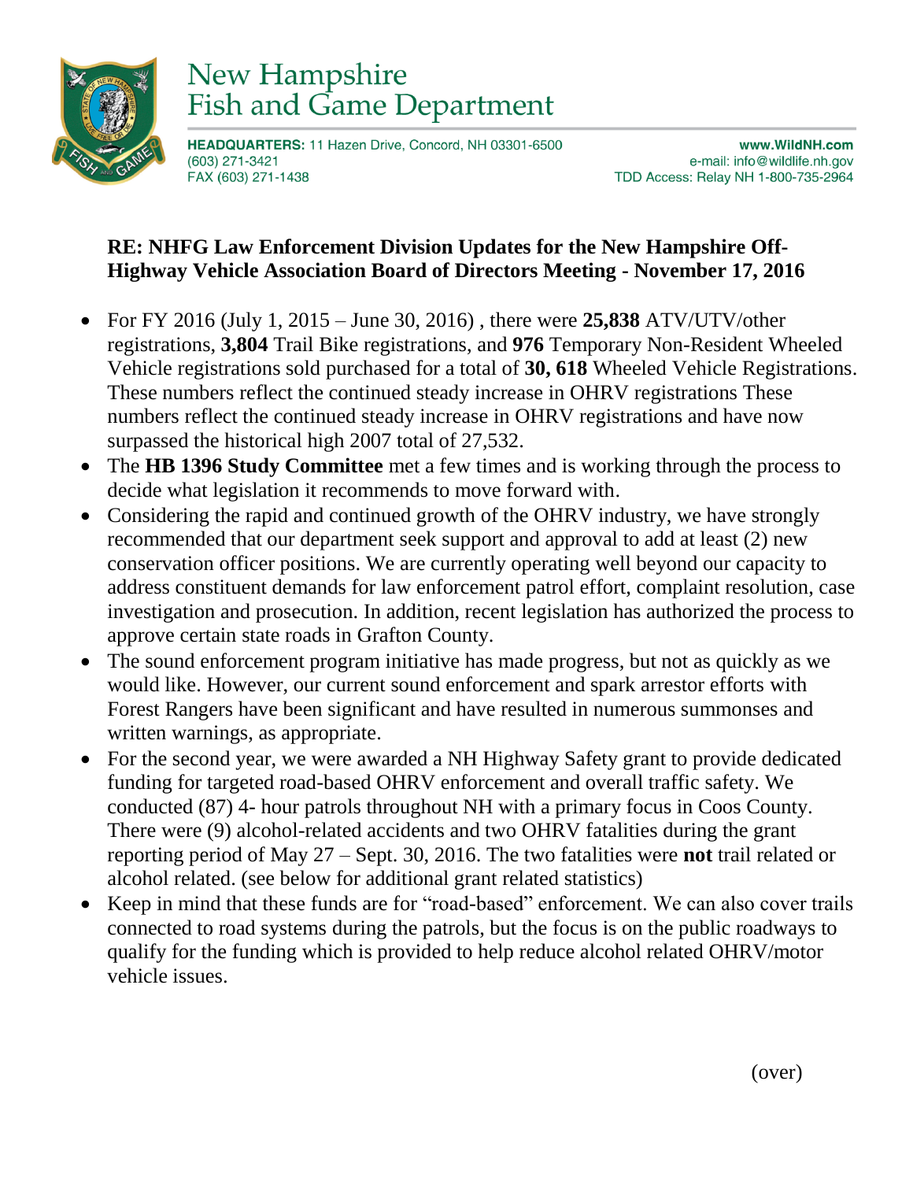# New Hampshire Fish and Game Department

**HEADQUARTERS:** 11 Hazen Drive, Concord, NH 03301-6500
(603) 271-3421
FAX (603) 271-1438

**www.WildNH.com**
e-mail: info@wildlife.nh.gov
TDD Access: Relay NH 1-800-735-2964

**RE: NHFG Law Enforcement Division Updates for the New Hampshire Off-Highway Vehicle Association Board of Directors Meeting - November 17, 2016**

- For FY 2016 (July 1, 2015 – June 30, 2016) , there were **25,838** ATV/UTV/other registrations, **3,804** Trail Bike registrations, and **976** Temporary Non-Resident Wheeled Vehicle registrations sold purchased for a total of **30, 618** Wheeled Vehicle Registrations. These numbers reflect the continued steady increase in OHRV registrations These numbers reflect the continued steady increase in OHRV registrations and have now surpassed the historical high 2007 total of 27,532.
- The **HB 1396 Study Committee** met a few times and is working through the process to decide what legislation it recommends to move forward with.
- Considering the rapid and continued growth of the OHRV industry, we have strongly recommended that our department seek support and approval to add at least (2) new conservation officer positions. We are currently operating well beyond our capacity to address constituent demands for law enforcement patrol effort, complaint resolution, case investigation and prosecution. In addition, recent legislation has authorized the process to approve certain state roads in Grafton County.
- The sound enforcement program initiative has made progress, but not as quickly as we would like. However, our current sound enforcement and spark arrestor efforts with Forest Rangers have been significant and have resulted in numerous summonses and written warnings, as appropriate.
- For the second year, we were awarded a NH Highway Safety grant to provide dedicated funding for targeted road-based OHRV enforcement and overall traffic safety. We conducted (87) 4- hour patrols throughout NH with a primary focus in Coos County. There were (9) alcohol-related accidents and two OHRV fatalities during the grant reporting period of May 27 – Sept. 30, 2016. The two fatalities were **not** trail related or alcohol related. (see below for additional grant related statistics)
- Keep in mind that these funds are for "road-based" enforcement. We can also cover trails connected to road systems during the patrols, but the focus is on the public roadways to qualify for the funding which is provided to help reduce alcohol related OHRV/motor vehicle issues.

(over)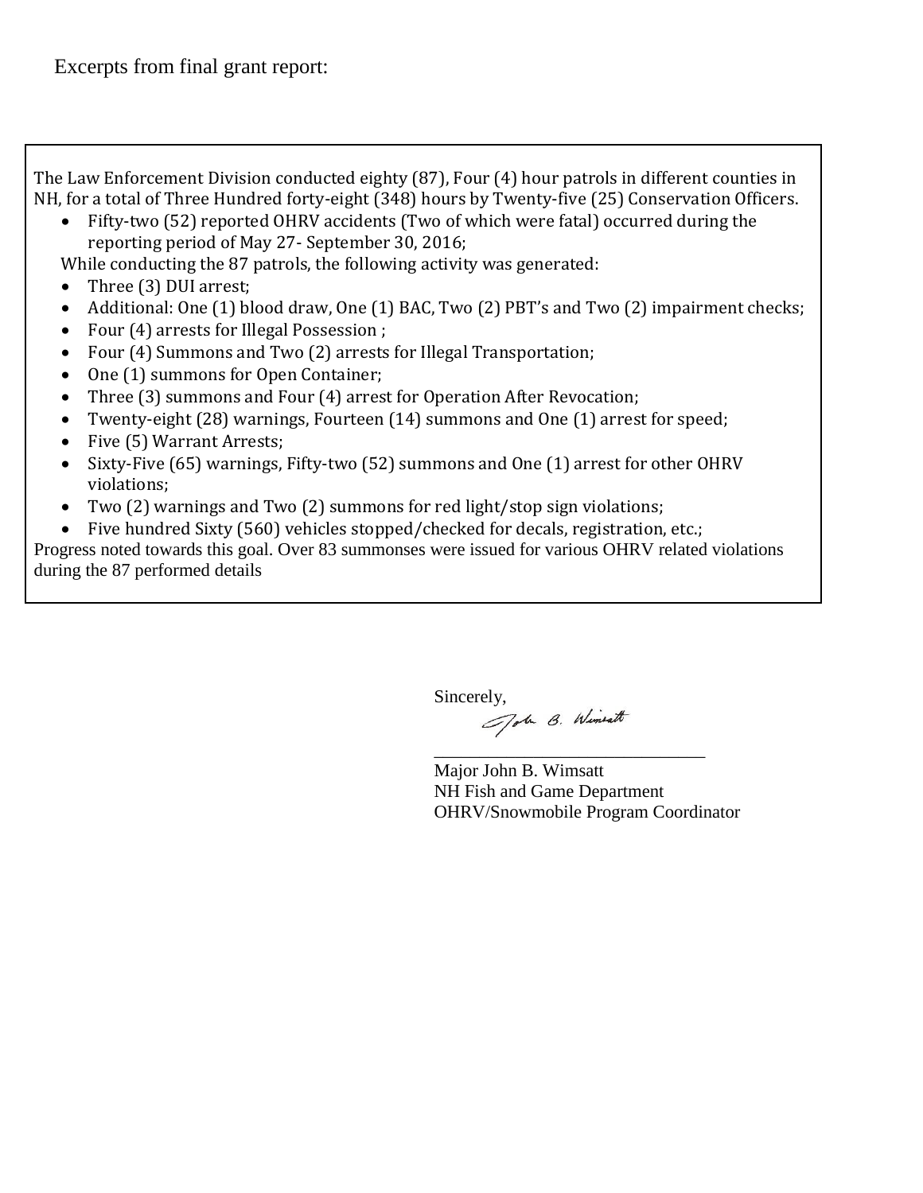Excerpts from final grant report:

The Law Enforcement Division conducted eighty (87), Four (4) hour patrols in different counties in NH, for a total of Three Hundred forty-eight (348) hours by Twenty-five (25) Conservation Officers.

- Fifty-two (52) reported OHRV accidents (Two of which were fatal) occurred during the reporting period of May 27- September 30, 2016;

While conducting the 87 patrols, the following activity was generated:

- Three (3) DUI arrest;
- Additional: One (1) blood draw, One (1) BAC, Two (2) PBT's and Two (2) impairment checks;
- Four (4) arrests for Illegal Possession ;
- Four (4) Summons and Two (2) arrests for Illegal Transportation;
- One (1) summons for Open Container;
- Three (3) summons and Four (4) arrest for Operation After Revocation;
- Twenty-eight (28) warnings, Fourteen (14) summons and One (1) arrest for speed;
- Five (5) Warrant Arrests;
- Sixty-Five (65) warnings, Fifty-two (52) summons and One (1) arrest for other OHRV violations;
- Two (2) warnings and Two (2) summons for red light/stop sign violations;
- Five hundred Sixty (560) vehicles stopped/checked for decals, registration, etc.;

Progress noted towards this goal. Over 83 summonses were issued for various OHRV related violations during the 87 performed details

Sincerely,

John B. Wimsatt

Major John B. Wimsatt
NH Fish and Game Department
OHRV/Snowmobile Program Coordinator